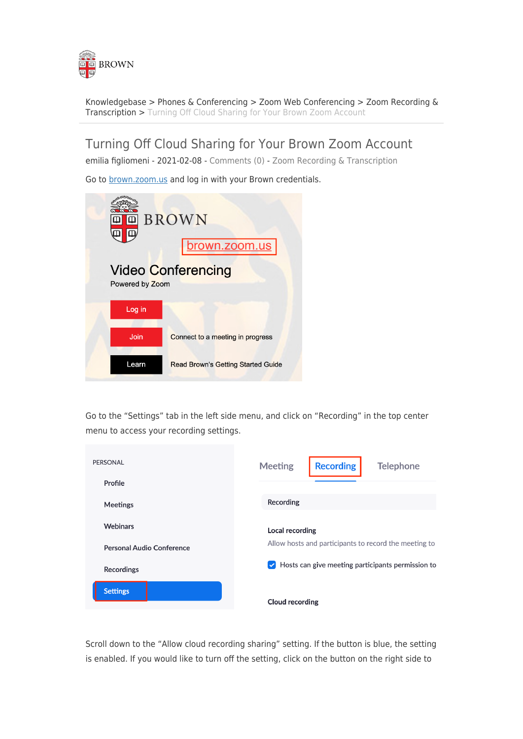Knowledgebase > Phones & Conferencing > Zoom Web Conferencing > Zoom Recording & Transcription > Turning Off Cloud Sharing for Your Brown Zoom Account

# Turning Off Cloud Sharing for Your Brown Zoom Account

emilia figliomeni - 2021-02-08 - Comments (0) - Zoom Recording & Transcription

Go to brown.zoom.us and log in with your Brown credentials.

Go to the "Settings" tab in the left side menu, and click on "Recording" in the top center menu to access your recording settings.

Scroll down to the "Allow cloud recording sharing" setting. If the button is blue, the setting is enabled. If you would like to turn off the setting, click on the button on the right side to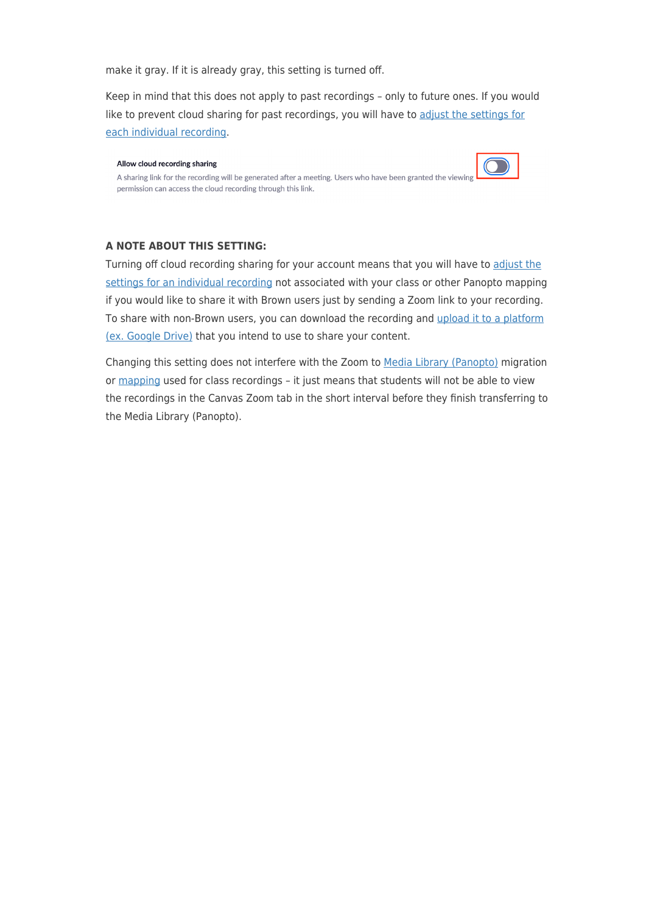make it gray. If it is already gray, this setting is turned off.

Keep in mind that this does not apply to past recordings – only to future ones. If you would like to prevent cloud sharing for past recordings, you will have to adjust the settings for each individual recording.

**Allow cloud recording sharing**

A sharing link for the recording will be generated after a meeting. Users who have been granted the viewing permission can access the cloud recording through this link.

**A NOTE ABOUT THIS SETTING:**

Turning off cloud recording sharing for your account means that you will have to adjust the settings for an individual recording not associated with your class or other Panopto mapping if you would like to share it with Brown users just by sending a Zoom link to your recording. To share with non-Brown users, you can download the recording and upload it to a platform (ex. Google Drive) that you intend to use to share your content.

Changing this setting does not interfere with the Zoom to Media Library (Panopto) migration or mapping used for class recordings – it just means that students will not be able to view the recordings in the Canvas Zoom tab in the short interval before they finish transferring to the Media Library (Panopto).